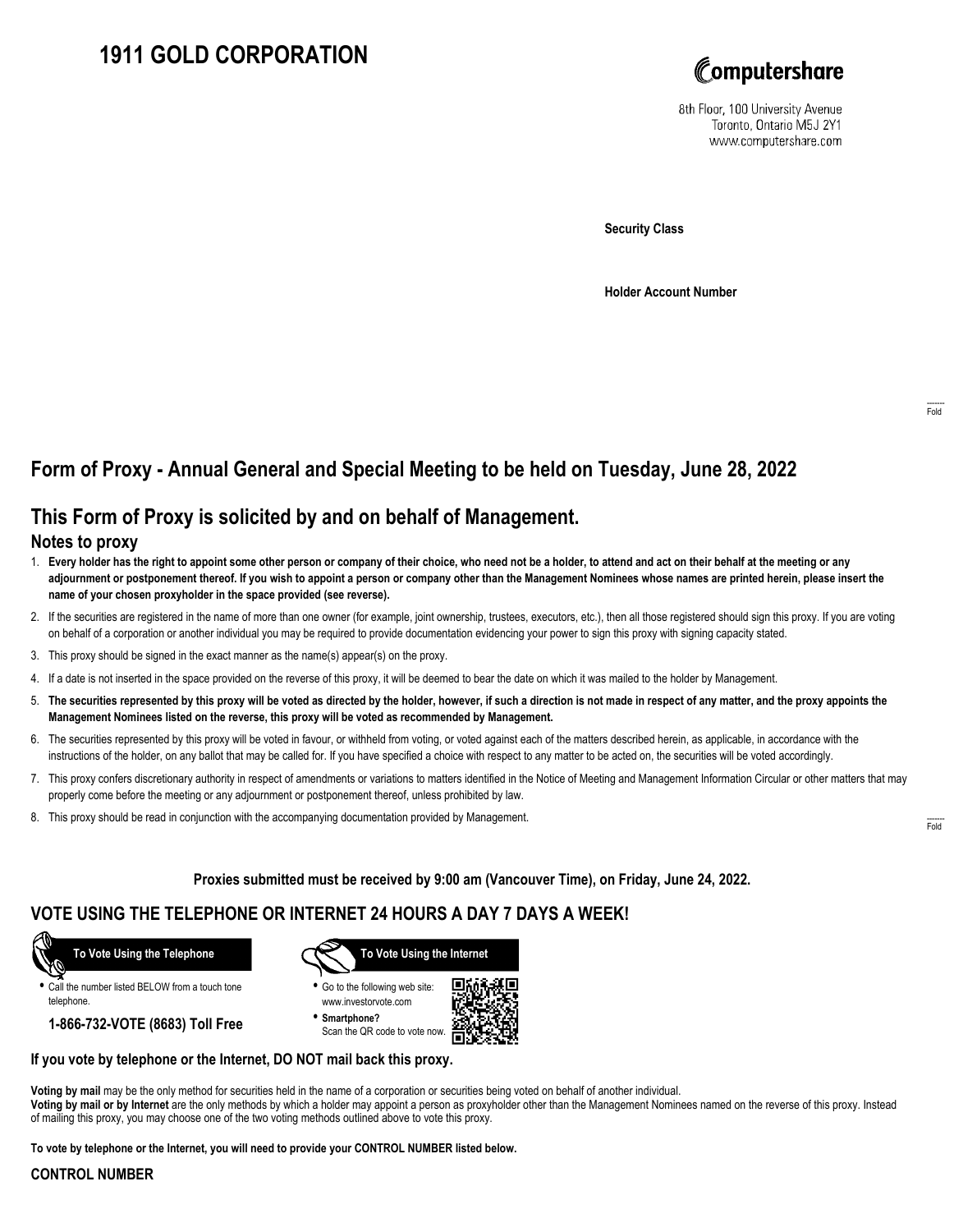# 1911 GOLD CORPORATION

Computershare

8th Floor, 100 University Avenue
Toronto, Ontario M5J 2Y1
www.computershare.com

**Security Class**

**Holder Account Number**

Fold

## Form of Proxy - Annual General and Special Meeting to be held on Tuesday, June 28, 2022

## This Form of Proxy is solicited by and on behalf of Management.

### Notes to proxy

1. **Every holder has the right to appoint some other person or company of their choice, who need not be a holder, to attend and act on their behalf at the meeting or any adjournment or postponement thereof. If you wish to appoint a person or company other than the Management Nominees whose names are printed herein, please insert the name of your chosen proxyholder in the space provided (see reverse).**
2. If the securities are registered in the name of more than one owner (for example, joint ownership, trustees, executors, etc.), then all those registered should sign this proxy. If you are voting on behalf of a corporation or another individual you may be required to provide documentation evidencing your power to sign this proxy with signing capacity stated.
3. This proxy should be signed in the exact manner as the name(s) appear(s) on the proxy.
4. If a date is not inserted in the space provided on the reverse of this proxy, it will be deemed to bear the date on which it was mailed to the holder by Management.
5. **The securities represented by this proxy will be voted as directed by the holder, however, if such a direction is not made in respect of any matter, and the proxy appoints the Management Nominees listed on the reverse, this proxy will be voted as recommended by Management.**
6. The securities represented by this proxy will be voted in favour, or withheld from voting, or voted against each of the matters described herein, as applicable, in accordance with the instructions of the holder, on any ballot that may be called for. If you have specified a choice with respect to any matter to be acted on, the securities will be voted accordingly.
7. This proxy confers discretionary authority in respect of amendments or variations to matters identified in the Notice of Meeting and Management Information Circular or other matters that may properly come before the meeting or any adjournment or postponement thereof, unless prohibited by law.
8. This proxy should be read in conjunction with the accompanying documentation provided by Management.

Fold

**Proxies submitted must be received by 9:00 am (Vancouver Time), on Friday, June 24, 2022.**

## VOTE USING THE TELEPHONE OR INTERNET 24 HOURS A DAY 7 DAYS A WEEK!

**To Vote Using the Telephone**

- Call the number listed BELOW from a touch tone telephone.

**1-866-732-VOTE (8683) Toll Free**

**To Vote Using the Internet**

- Go to the following web site: www.investorvote.com
- **Smartphone?** Scan the QR code to vote now.

**If you vote by telephone or the Internet, DO NOT mail back this proxy.**

**Voting by mail** may be the only method for securities held in the name of a corporation or securities being voted on behalf of another individual.
**Voting by mail or by Internet** are the only methods by which a holder may appoint a person as proxyholder other than the Management Nominees named on the reverse of this proxy. Instead of mailing this proxy, you may choose one of the two voting methods outlined above to vote this proxy.

**To vote by telephone or the Internet, you will need to provide your CONTROL NUMBER listed below.**

**CONTROL NUMBER**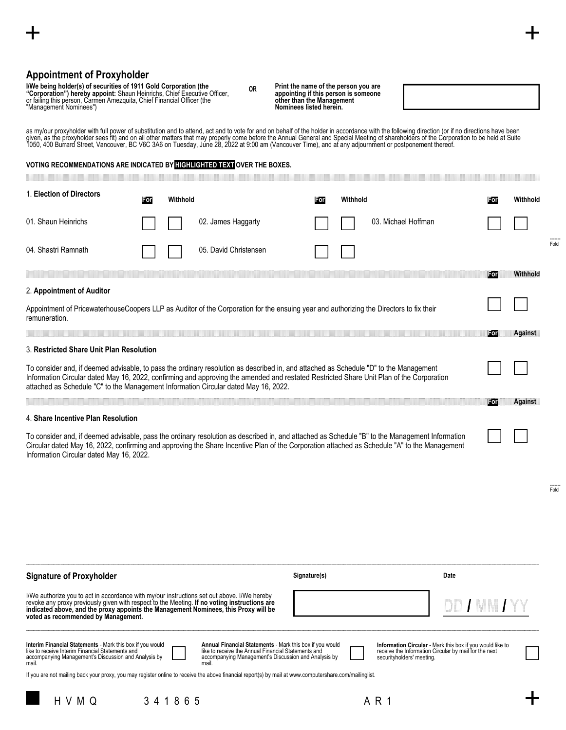## Appointment of Proxyholder

**I/We being holder(s) of securities of 1911 Gold Corporation (the "Corporation") hereby appoint:** Shaun Heinrichs, Chief Executive Officer, or failing this person, Carmen Amezquita, Chief Financial Officer (the "Management Nominees")

**OR**

**Print the name of the person you are appointing if this person is someone other than the Management Nominees listed herein.**

as my/our proxyholder with full power of substitution and to attend, act and to vote for and on behalf of the holder in accordance with the following direction (or if no directions have been given, as the proxyholder sees fit) and on all other matters that may properly come before the Annual General and Special Meeting of shareholders of the Corporation to be held at Suite 1050, 400 Burrard Street, Vancouver, BC V6C 3A6 on Tuesday, June 28, 2022 at 9:00 am (Vancouver Time), and at any adjournment or postponement thereof.

**VOTING RECOMMENDATIONS ARE INDICATED BY HIGHLIGHTED TEXT OVER THE BOXES.**

### 1. Election of Directors

| | For | Withhold | | For | Withhold | | For | Withhold |
|---|---|---|---|---|---|---|---|---|
| 01. Shaun Heinrichs | ☐ | ☐ | 02. James Haggarty | ☐ | ☐ | 03. Michael Hoffman | ☐ | ☐ |
| 04. Shastri Ramnath | ☐ | ☐ | 05. David Christensen | ☐ | ☐ | | | |

### 2. Appointment of Auditor

| | For | Withhold |
|---|---|---|
| Appointment of PricewaterhouseCoopers LLP as Auditor of the Corporation for the ensuing year and authorizing the Directors to fix their remuneration. | ☐ | ☐ |

### 3. Restricted Share Unit Plan Resolution

| | For | Against |
|---|---|---|
| To consider and, if deemed advisable, to pass the ordinary resolution as described in, and attached as Schedule "D" to the Management Information Circular dated May 16, 2022, confirming and approving the amended and restated Restricted Share Unit Plan of the Corporation attached as Schedule "C" to the Management Information Circular dated May 16, 2022. | ☐ | ☐ |

### 4. Share Incentive Plan Resolution

| | For | Against |
|---|---|---|
| To consider and, if deemed advisable, pass the ordinary resolution as described in, and attached as Schedule "B" to the Management Information Circular dated May 16, 2022, confirming and approving the Share Incentive Plan of the Corporation attached as Schedule "A" to the Management Information Circular dated May 16, 2022. | ☐ | ☐ |

## Signature of Proxyholder

I/We authorize you to act in accordance with my/our instructions set out above. I/We hereby revoke any proxy previously given with respect to the Meeting. **If no voting instructions are indicated above, and the proxy appoints the Management Nominees, this Proxy will be voted as recommended by Management.**

**Signature(s)**

**Date**

DD / MM / YY

**Interim Financial Statements** - Mark this box if you would like to receive Interim Financial Statements and accompanying Management's Discussion and Analysis by mail. ☐

**Annual Financial Statements** - Mark this box if you would like to receive the Annual Financial Statements and accompanying Management's Discussion and Analysis by mail. ☐

**Information Circular** - Mark this box if you would like to receive the Information Circular by mail for the next securityholders' meeting. ☐

If you are not mailing back your proxy, you may register online to receive the above financial report(s) by mail at www.computershare.com/mailinglist.

H V M Q 3 4 1 8 6 5 A R 1